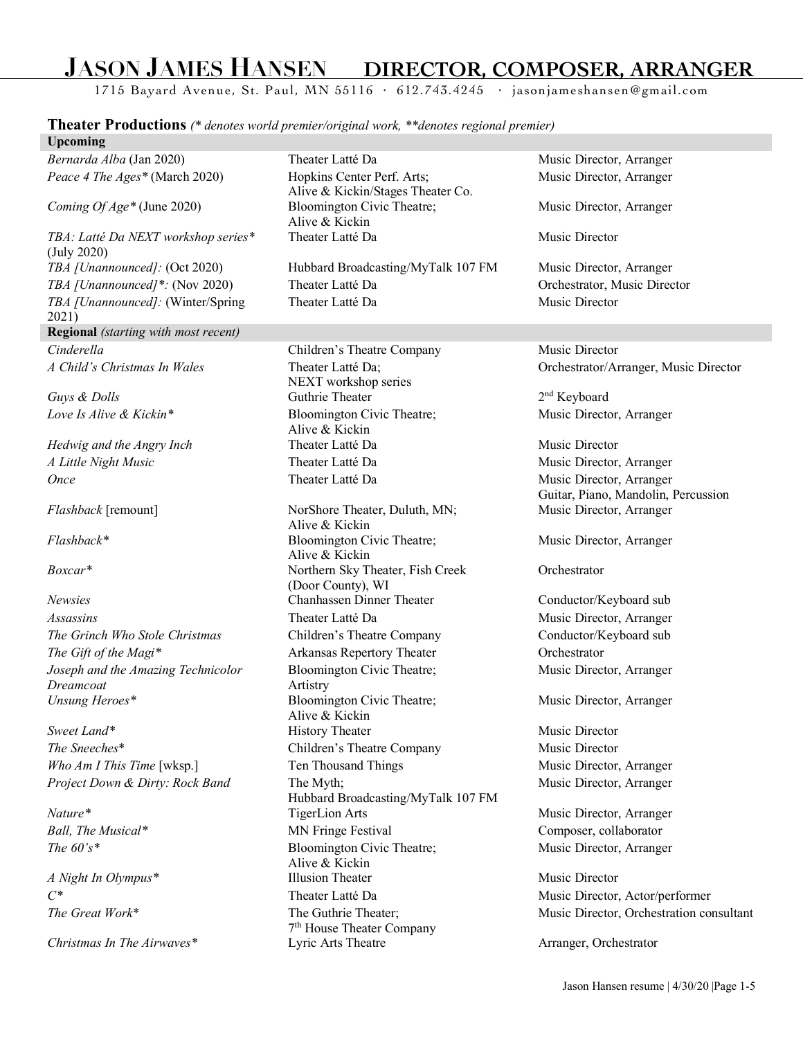# JASON JAMES HANSEN — DIRECTOR, COMPOSER, ARRANGER

1715 Bayard Avenue, St. Paul, MN 55116 · 612.743.4245 · jasonjameshansen@gmail.com

## Theater Productions *(* denotes world premier/original work, **denotes regional premier)*

| **Upcoming** | | |
|---|---|---|
| *Bernarda Alba* (Jan 2020) | Theater Latté Da | Music Director, Arranger |
| *Peace 4 The Ages** (March 2020) | Hopkins Center Perf. Arts; Alive & Kickin/Stages Theater Co. | Music Director, Arranger |
| *Coming Of Age** (June 2020) | Bloomington Civic Theatre; Alive & Kickin | Music Director, Arranger |
| *TBA: Latté Da NEXT workshop series** (July 2020) | Theater Latté Da | Music Director |
| *TBA [Unannounced]:* (Oct 2020) | Hubbard Broadcasting/MyTalk 107 FM | Music Director, Arranger |
| *TBA [Unannounced]*:* (Nov 2020) | Theater Latté Da | Orchestrator, Music Director |
| *TBA [Unannounced]:* (Winter/Spring 2021) | Theater Latté Da | Music Director |
| **Regional** *(starting with most recent)* | | |
| *Cinderella* | Children's Theatre Company | Music Director |
| *A Child's Christmas In Wales* | Theater Latté Da; NEXT workshop series | Orchestrator/Arranger, Music Director |
| *Guys & Dolls* | Guthrie Theater | 2nd Keyboard |
| *Love Is Alive & Kickin** | Bloomington Civic Theatre; Alive & Kickin | Music Director, Arranger |
| *Hedwig and the Angry Inch* | Theater Latté Da | Music Director |
| *A Little Night Music* | Theater Latté Da | Music Director, Arranger |
| *Once* | Theater Latté Da | Music Director, Arranger Guitar, Piano, Mandolin, Percussion |
| *Flashback* [remount] | NorShore Theater, Duluth, MN; Alive & Kickin | Music Director, Arranger |
| *Flashback** | Bloomington Civic Theatre; Alive & Kickin | Music Director, Arranger |
| *Boxcar** | Northern Sky Theater, Fish Creek (Door County), WI | Orchestrator |
| *Newsies* | Chanhassen Dinner Theater | Conductor/Keyboard sub |
| *Assassins* | Theater Latté Da | Music Director, Arranger |
| *The Grinch Who Stole Christmas* | Children's Theatre Company | Conductor/Keyboard sub |
| *The Gift of the Magi** | Arkansas Repertory Theater | Orchestrator |
| *Joseph and the Amazing Technicolor Dreamcoat* | Bloomington Civic Theatre; Artistry | Music Director, Arranger |
| *Unsung Heroes** | Bloomington Civic Theatre; Alive & Kickin | Music Director, Arranger |
| *Sweet Land** | History Theater | Music Director |
| *The Sneeches** | Children's Theatre Company | Music Director |
| *Who Am I This Time* [wksp.] | Ten Thousand Things | Music Director, Arranger |
| *Project Down & Dirty: Rock Band* | The Myth; Hubbard Broadcasting/MyTalk 107 FM | Music Director, Arranger |
| *Nature** | TigerLion Arts | Music Director, Arranger |
| *Ball, The Musical** | MN Fringe Festival | Composer, collaborator |
| *The 60's** | Bloomington Civic Theatre; Alive & Kickin | Music Director, Arranger |
| *A Night In Olympus** | Illusion Theater | Music Director |
| *C** | Theater Latté Da | Music Director, Actor/performer |
| *The Great Work** | The Guthrie Theater; 7th House Theater Company | Music Director, Orchestration consultant |
| *Christmas In The Airwaves** | Lyric Arts Theatre | Arranger, Orchestrator |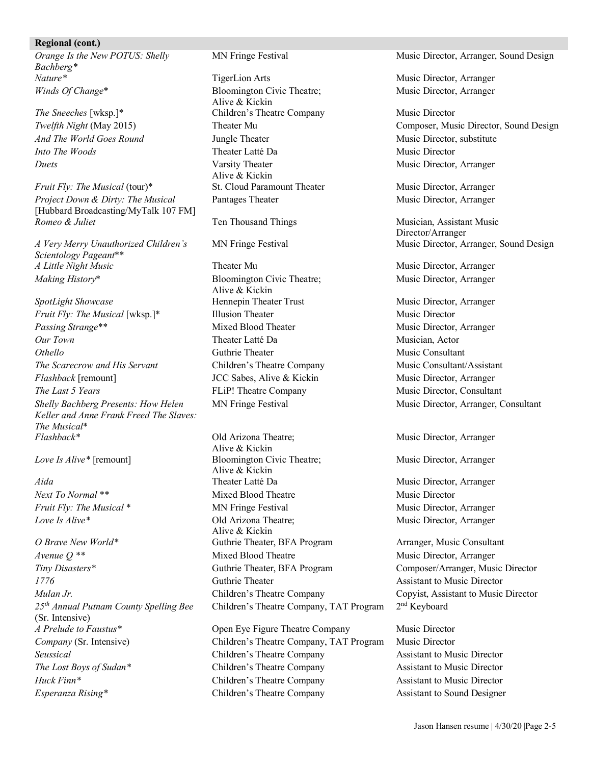**Regional (cont.)**

| | | |
|---|---|---|
| *Orange Is the New POTUS: Shelly Bachberg** | MN Fringe Festival | Music Director, Arranger, Sound Design |
| *Nature** | TigerLion Arts | Music Director, Arranger |
| *Winds Of Change** | Bloomington Civic Theatre; Alive & Kickin | Music Director, Arranger |
| *The Sneeches* [wksp.]* | Children's Theatre Company | Music Director |
| *Twelfth Night* (May 2015) | Theater Mu | Composer, Music Director, Sound Design |
| *And The World Goes Round* | Jungle Theater | Music Director, substitute |
| *Into The Woods* | Theater Latté Da | Music Director |
| *Duets* | Varsity Theater Alive & Kickin | Music Director, Arranger |
| *Fruit Fly: The Musical* (tour)* | St. Cloud Paramount Theater | Music Director, Arranger |
| *Project Down & Dirty: The Musical* [Hubbard Broadcasting/MyTalk 107 FM] | Pantages Theater | Music Director, Arranger |
| *Romeo & Juliet* | Ten Thousand Things | Musician, Assistant Music Director/Arranger |
| *A Very Merry Unauthorized Children's Scientology Pageant*** | MN Fringe Festival | Music Director, Arranger, Sound Design |
| *A Little Night Music* | Theater Mu | Music Director, Arranger |
| *Making History** | Bloomington Civic Theatre; Alive & Kickin | Music Director, Arranger |
| *SpotLight Showcase* | Hennepin Theater Trust | Music Director, Arranger |
| *Fruit Fly: The Musical* [wksp.]* | Illusion Theater | Music Director |
| *Passing Strange*** | Mixed Blood Theater | Music Director, Arranger |
| *Our Town* | Theater Latté Da | Musician, Actor |
| *Othello* | Guthrie Theater | Music Consultant |
| *The Scarecrow and His Servant* | Children's Theatre Company | Music Consultant/Assistant |
| *Flashback* [remount] | JCC Sabes, Alive & Kickin | Music Director, Arranger |
| *The Last 5 Years* | FLiP! Theatre Company | Music Director, Consultant |
| *Shelly Bachberg Presents: How Helen Keller and Anne Frank Freed The Slaves: The Musical** | MN Fringe Festival | Music Director, Arranger, Consultant |
| *Flashback** | Old Arizona Theatre; Alive & Kickin | Music Director, Arranger |
| *Love Is Alive** [remount] | Bloomington Civic Theatre; Alive & Kickin | Music Director, Arranger |
| *Aida* | Theater Latté Da | Music Director, Arranger |
| *Next To Normal *** | Mixed Blood Theatre | Music Director |
| *Fruit Fly: The Musical ** | MN Fringe Festival | Music Director, Arranger |
| *Love Is Alive** | Old Arizona Theatre; Alive & Kickin | Music Director, Arranger |
| *O Brave New World** | Guthrie Theater, BFA Program | Arranger, Music Consultant |
| *Avenue Q *** | Mixed Blood Theatre | Music Director, Arranger |
| *Tiny Disasters** | Guthrie Theater, BFA Program | Composer/Arranger, Music Director |
| *1776* | Guthrie Theater | Assistant to Music Director |
| *Mulan Jr.* | Children's Theatre Company | Copyist, Assistant to Music Director |
| *25th Annual Putnam County Spelling Bee* (Sr. Intensive) | Children's Theatre Company, TAT Program | 2nd Keyboard |
| *A Prelude to Faustus** | Open Eye Figure Theatre Company | Music Director |
| *Company* (Sr. Intensive) | Children's Theatre Company, TAT Program | Music Director |
| *Seussical* | Children's Theatre Company | Assistant to Music Director |
| *The Lost Boys of Sudan** | Children's Theatre Company | Assistant to Music Director |
| *Huck Finn** | Children's Theatre Company | Assistant to Music Director |
| *Esperanza Rising** | Children's Theatre Company | Assistant to Sound Designer |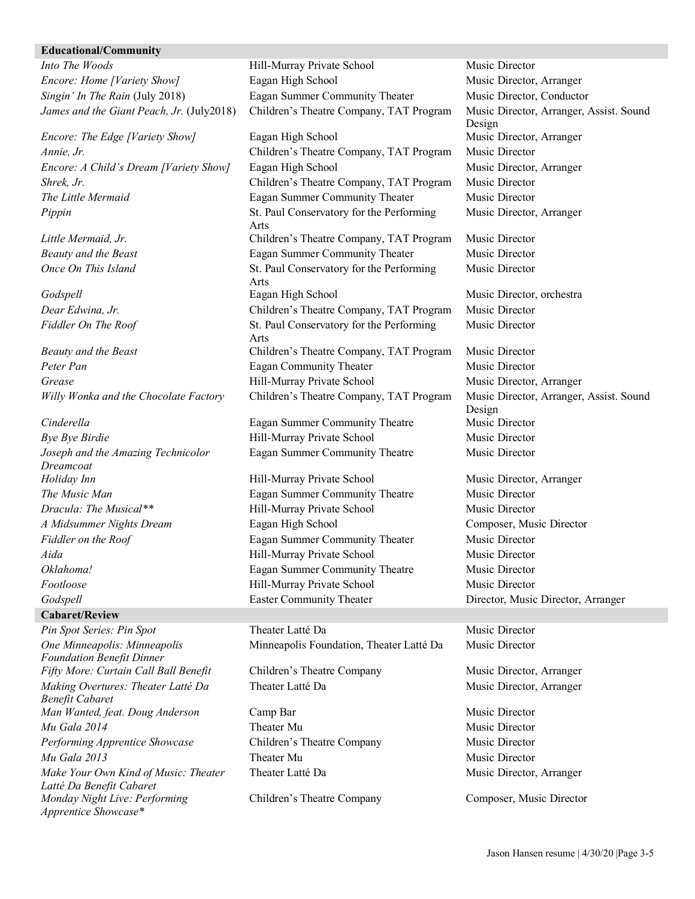| Educational/Community | | |
|---|---|---|
| *Into The Woods* | Hill-Murray Private School | Music Director |
| *Encore: Home [Variety Show]* | Eagan High School | Music Director, Arranger |
| *Singin' In The Rain* (July 2018) | Eagan Summer Community Theater | Music Director, Conductor |
| *James and the Giant Peach, Jr.* (July2018) | Children's Theatre Company, TAT Program | Music Director, Arranger, Assist. Sound Design |
| *Encore: The Edge [Variety Show]* | Eagan High School | Music Director, Arranger |
| *Annie, Jr.* | Children's Theatre Company, TAT Program | Music Director |
| *Encore: A Child's Dream [Variety Show]* | Eagan High School | Music Director, Arranger |
| *Shrek, Jr.* | Children's Theatre Company, TAT Program | Music Director |
| *The Little Mermaid* | Eagan Summer Community Theater | Music Director |
| *Pippin* | St. Paul Conservatory for the Performing Arts | Music Director, Arranger |
| *Little Mermaid, Jr.* | Children's Theatre Company, TAT Program | Music Director |
| *Beauty and the Beast* | Eagan Summer Community Theater | Music Director |
| *Once On This Island* | St. Paul Conservatory for the Performing Arts | Music Director |
| *Godspell* | Eagan High School | Music Director, orchestra |
| *Dear Edwina, Jr.* | Children's Theatre Company, TAT Program | Music Director |
| *Fiddler On The Roof* | St. Paul Conservatory for the Performing Arts | Music Director |
| *Beauty and the Beast* | Children's Theatre Company, TAT Program | Music Director |
| *Peter Pan* | Eagan Community Theater | Music Director |
| *Grease* | Hill-Murray Private School | Music Director, Arranger |
| *Willy Wonka and the Chocolate Factory* | Children's Theatre Company, TAT Program | Music Director, Arranger, Assist. Sound Design |
| *Cinderella* | Eagan Summer Community Theatre | Music Director |
| *Bye Bye Birdie* | Hill-Murray Private School | Music Director |
| *Joseph and the Amazing Technicolor Dreamcoat* | Eagan Summer Community Theatre | Music Director |
| *Holiday Inn* | Hill-Murray Private School | Music Director, Arranger |
| *The Music Man* | Eagan Summer Community Theatre | Music Director |
| *Dracula: The Musical*** | Hill-Murray Private School | Music Director |
| *A Midsummer Nights Dream* | Eagan High School | Composer, Music Director |
| *Fiddler on the Roof* | Eagan Summer Community Theater | Music Director |
| *Aida* | Hill-Murray Private School | Music Director |
| *Oklahoma!* | Eagan Summer Community Theatre | Music Director |
| *Footloose* | Hill-Murray Private School | Music Director |
| *Godspell* | Easter Community Theater | Director, Music Director, Arranger |

| Cabaret/Review | | |
|---|---|---|
| *Pin Spot Series: Pin Spot* | Theater Latté Da | Music Director |
| *One Minneapolis: Minneapolis Foundation Benefit Dinner* | Minneapolis Foundation, Theater Latté Da | Music Director |
| *Fifty More: Curtain Call Ball Benefit* | Children's Theatre Company | Music Director, Arranger |
| *Making Overtures: Theater Latté Da Benefit Cabaret* | Theater Latté Da | Music Director, Arranger |
| *Man Wanted, feat. Doug Anderson* | Camp Bar | Music Director |
| *Mu Gala 2014* | Theater Mu | Music Director |
| *Performing Apprentice Showcase* | Children's Theatre Company | Music Director |
| *Mu Gala 2013* | Theater Mu | Music Director |
| *Make Your Own Kind of Music: Theater Latté Da Benefit Cabaret* | Theater Latté Da | Music Director, Arranger |
| *Monday Night Live: Performing Apprentice Showcase** | Children's Theatre Company | Composer, Music Director |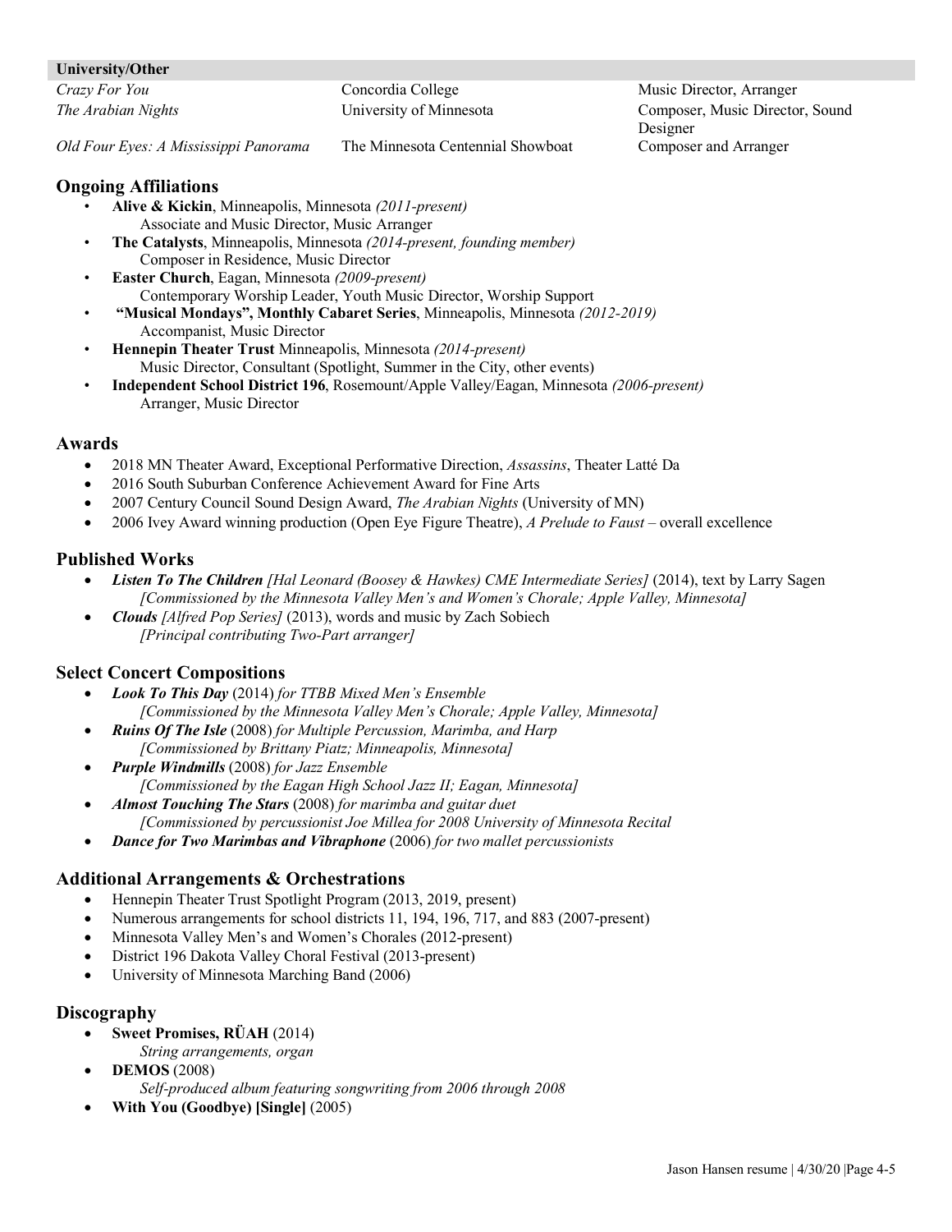| University/Other | | |
|---|---|---|
| *Crazy For You* | Concordia College | Music Director, Arranger |
| *The Arabian Nights* | University of Minnesota | Composer, Music Director, Sound Designer |
| *Old Four Eyes: A Mississippi Panorama* | The Minnesota Centennial Showboat | Composer and Arranger |

## Ongoing Affiliations

- **Alive & Kickin**, Minneapolis, Minnesota *(2011-present)*
  Associate and Music Director, Music Arranger
- **The Catalysts**, Minneapolis, Minnesota *(2014-present, founding member)*
  Composer in Residence, Music Director
- **Easter Church**, Eagan, Minnesota *(2009-present)*
  Contemporary Worship Leader, Youth Music Director, Worship Support
- **"Musical Mondays", Monthly Cabaret Series**, Minneapolis, Minnesota *(2012-2019)*
  Accompanist, Music Director
- **Hennepin Theater Trust** Minneapolis, Minnesota *(2014-present)*
  Music Director, Consultant (Spotlight, Summer in the City, other events)
- **Independent School District 196**, Rosemount/Apple Valley/Eagan, Minnesota *(2006-present)*
  Arranger, Music Director

## Awards

- 2018 MN Theater Award, Exceptional Performative Direction, *Assassins*, Theater Latté Da
- 2016 South Suburban Conference Achievement Award for Fine Arts
- 2007 Century Council Sound Design Award, *The Arabian Nights* (University of MN)
- 2006 Ivey Award winning production (Open Eye Figure Theatre), *A Prelude to Faust* – overall excellence

## Published Works

- ***Listen To The Children*** *[Hal Leonard (Boosey & Hawkes) CME Intermediate Series]* (2014), text by Larry Sagen
  *[Commissioned by the Minnesota Valley Men's and Women's Chorale; Apple Valley, Minnesota]*
- ***Clouds*** *[Alfred Pop Series]* (2013), words and music by Zach Sobiech
  *[Principal contributing Two-Part arranger]*

## Select Concert Compositions

- ***Look To This Day*** (2014) *for TTBB Mixed Men's Ensemble*
  *[Commissioned by the Minnesota Valley Men's Chorale; Apple Valley, Minnesota]*
- ***Ruins Of The Isle*** (2008) *for Multiple Percussion, Marimba, and Harp*
  *[Commissioned by Brittany Piatz; Minneapolis, Minnesota]*
- ***Purple Windmills*** (2008) *for Jazz Ensemble*
  *[Commissioned by the Eagan High School Jazz II; Eagan, Minnesota]*
- ***Almost Touching The Stars*** (2008) *for marimba and guitar duet*
  *[Commissioned by percussionist Joe Millea for 2008 University of Minnesota Recital*
- ***Dance for Two Marimbas and Vibraphone*** (2006) *for two mallet percussionists*

## Additional Arrangements & Orchestrations

- Hennepin Theater Trust Spotlight Program (2013, 2019, present)
- Numerous arrangements for school districts 11, 194, 196, 717, and 883 (2007-present)
- Minnesota Valley Men's and Women's Chorales (2012-present)
- District 196 Dakota Valley Choral Festival (2013-present)
- University of Minnesota Marching Band (2006)

## Discography

- **Sweet Promises, RÜAH** (2014)
  *String arrangements, organ*
- **DEMOS** (2008)
  *Self-produced album featuring songwriting from 2006 through 2008*
- **With You (Goodbye) [Single]** (2005)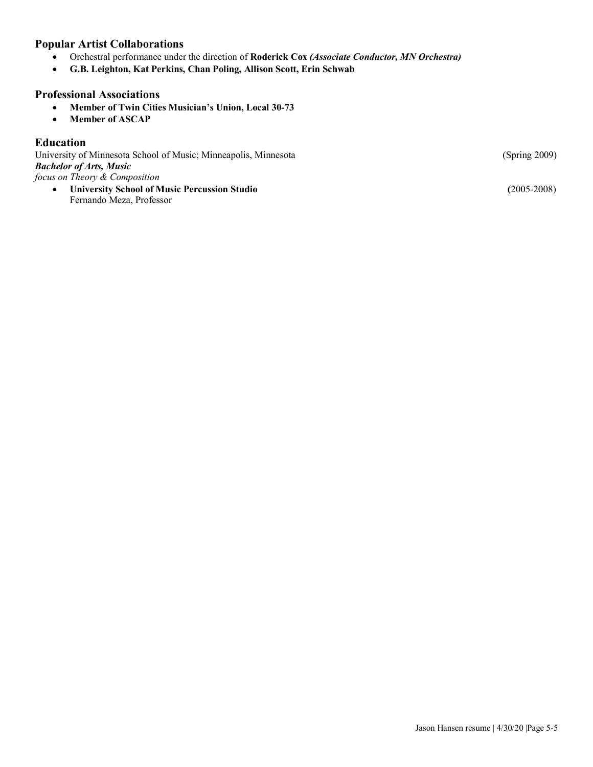## Popular Artist Collaborations

- Orchestral performance under the direction of **Roderick Cox** ***(Associate Conductor, MN Orchestra)***
- **G.B. Leighton, Kat Perkins, Chan Poling, Allison Scott, Erin Schwab**

## Professional Associations

- **Member of Twin Cities Musician's Union, Local 30-73**
- **Member of ASCAP**

## Education

University of Minnesota School of Music; Minneapolis, Minnesota (Spring 2009)
***Bachelor of Arts, Music***
*focus on Theory & Composition*

- **University School of Music Percussion Studio** (2005-2008)
  Fernando Meza, Professor